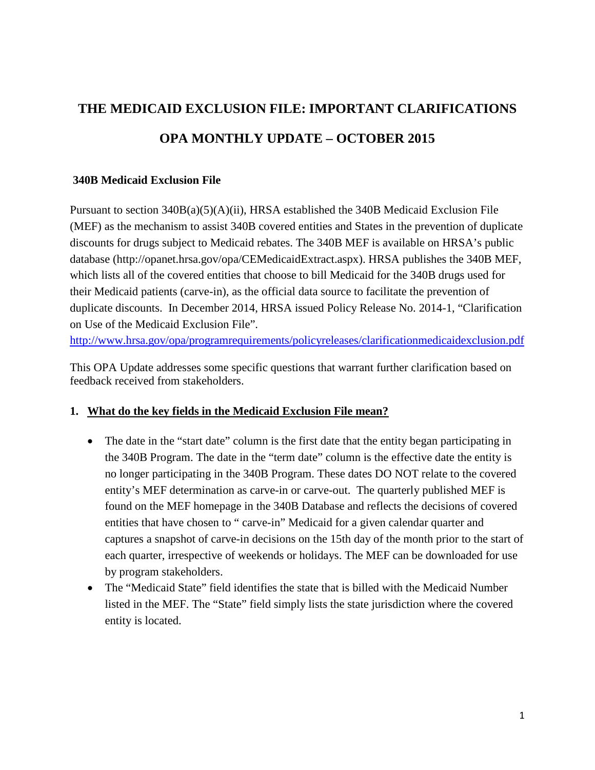# THE MEDICAID EXCLUSION FILE: IMPORTANT CLARIFICATIONS

# OPA MONTHLY UPDATE – OCTOBER 2015

### 340B Medicaid Exclusion File

Pursuant to section 340B(a)(5)(A)(ii), HRSA established the 340B Medicaid Exclusion File (MEF) as the mechanism to assist 340B covered entities and States in the prevention of duplicate discounts for drugs subject to Medicaid rebates. The 340B MEF is available on HRSA's public database (http://opanet.hrsa.gov/opa/CEMedicaidExtract.aspx). HRSA publishes the 340B MEF, which lists all of the covered entities that choose to bill Medicaid for the 340B drugs used for their Medicaid patients (carve-in), as the official data source to facilitate the prevention of duplicate discounts. In December 2014, HRSA issued Policy Release No. 2014-1, "Clarification on Use of the Medicaid Exclusion File".
http://www.hrsa.gov/opa/programrequirements/policyreleases/clarificationmedicaidexclusion.pdf

This OPA Update addresses some specific questions that warrant further clarification based on feedback received from stakeholders.

1. **What do the key fields in the Medicaid Exclusion File mean?**

- The date in the "start date" column is the first date that the entity began participating in the 340B Program. The date in the "term date" column is the effective date the entity is no longer participating in the 340B Program. These dates DO NOT relate to the covered entity's MEF determination as carve-in or carve-out. The quarterly published MEF is found on the MEF homepage in the 340B Database and reflects the decisions of covered entities that have chosen to " carve-in" Medicaid for a given calendar quarter and captures a snapshot of carve-in decisions on the 15th day of the month prior to the start of each quarter, irrespective of weekends or holidays. The MEF can be downloaded for use by program stakeholders.
- The "Medicaid State" field identifies the state that is billed with the Medicaid Number listed in the MEF. The "State" field simply lists the state jurisdiction where the covered entity is located.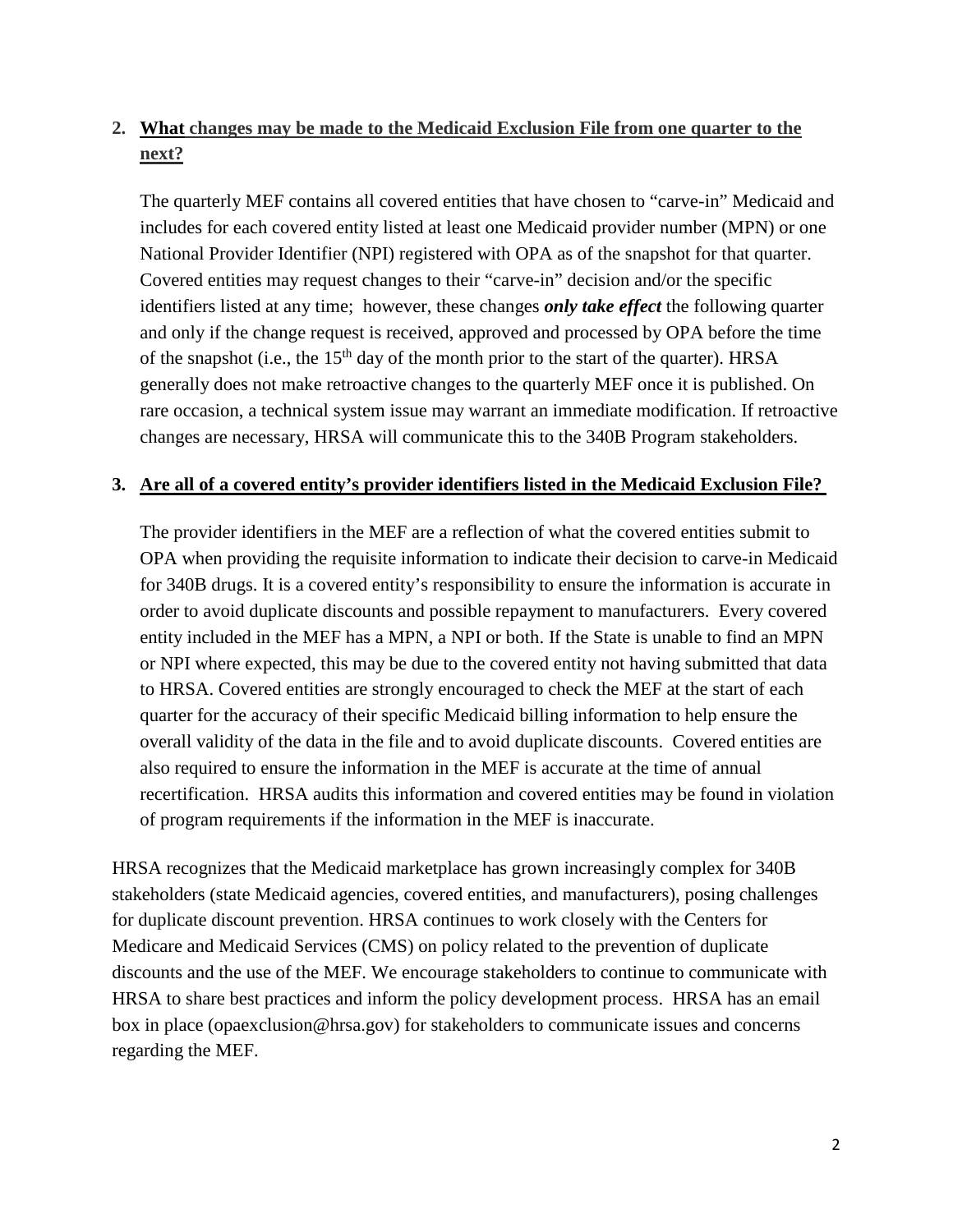2. **What changes may be made to the Medicaid Exclusion File from one quarter to the next?**

   The quarterly MEF contains all covered entities that have chosen to "carve-in" Medicaid and includes for each covered entity listed at least one Medicaid provider number (MPN) or one National Provider Identifier (NPI) registered with OPA as of the snapshot for that quarter. Covered entities may request changes to their "carve-in" decision and/or the specific identifiers listed at any time; however, these changes ***only take effect*** the following quarter and only if the change request is received, approved and processed by OPA before the time of the snapshot (i.e., the 15th day of the month prior to the start of the quarter). HRSA generally does not make retroactive changes to the quarterly MEF once it is published. On rare occasion, a technical system issue may warrant an immediate modification. If retroactive changes are necessary, HRSA will communicate this to the 340B Program stakeholders.

3. **Are all of a covered entity's provider identifiers listed in the Medicaid Exclusion File?**

   The provider identifiers in the MEF are a reflection of what the covered entities submit to OPA when providing the requisite information to indicate their decision to carve-in Medicaid for 340B drugs. It is a covered entity's responsibility to ensure the information is accurate in order to avoid duplicate discounts and possible repayment to manufacturers. Every covered entity included in the MEF has a MPN, a NPI or both. If the State is unable to find an MPN or NPI where expected, this may be due to the covered entity not having submitted that data to HRSA. Covered entities are strongly encouraged to check the MEF at the start of each quarter for the accuracy of their specific Medicaid billing information to help ensure the overall validity of the data in the file and to avoid duplicate discounts. Covered entities are also required to ensure the information in the MEF is accurate at the time of annual recertification. HRSA audits this information and covered entities may be found in violation of program requirements if the information in the MEF is inaccurate.

HRSA recognizes that the Medicaid marketplace has grown increasingly complex for 340B stakeholders (state Medicaid agencies, covered entities, and manufacturers), posing challenges for duplicate discount prevention. HRSA continues to work closely with the Centers for Medicare and Medicaid Services (CMS) on policy related to the prevention of duplicate discounts and the use of the MEF. We encourage stakeholders to continue to communicate with HRSA to share best practices and inform the policy development process. HRSA has an email box in place (opaexclusion@hrsa.gov) for stakeholders to communicate issues and concerns regarding the MEF.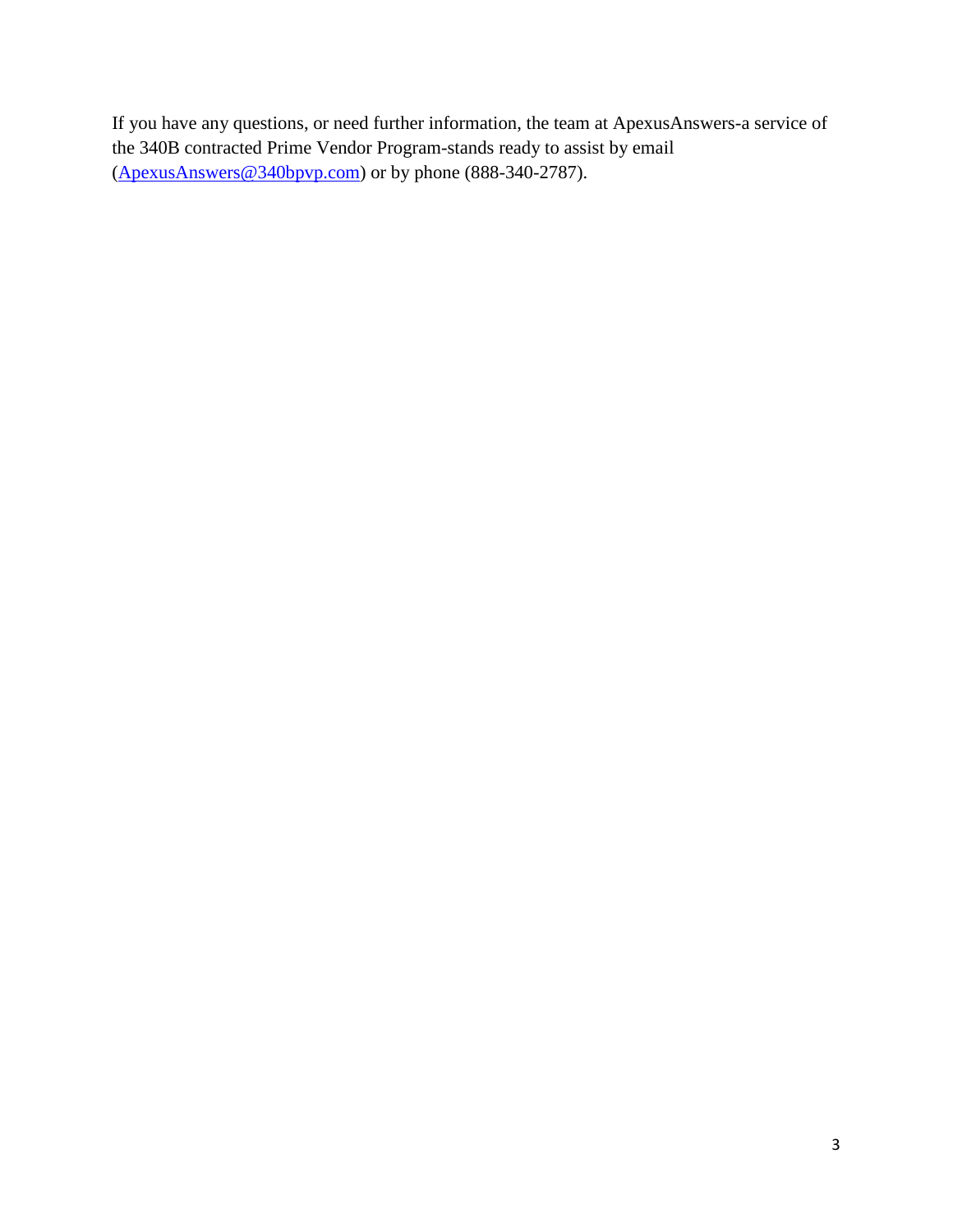If you have any questions, or need further information, the team at ApexusAnswers-a service of the 340B contracted Prime Vendor Program-stands ready to assist by email (ApexusAnswers@340bpvp.com) or by phone (888-340-2787).